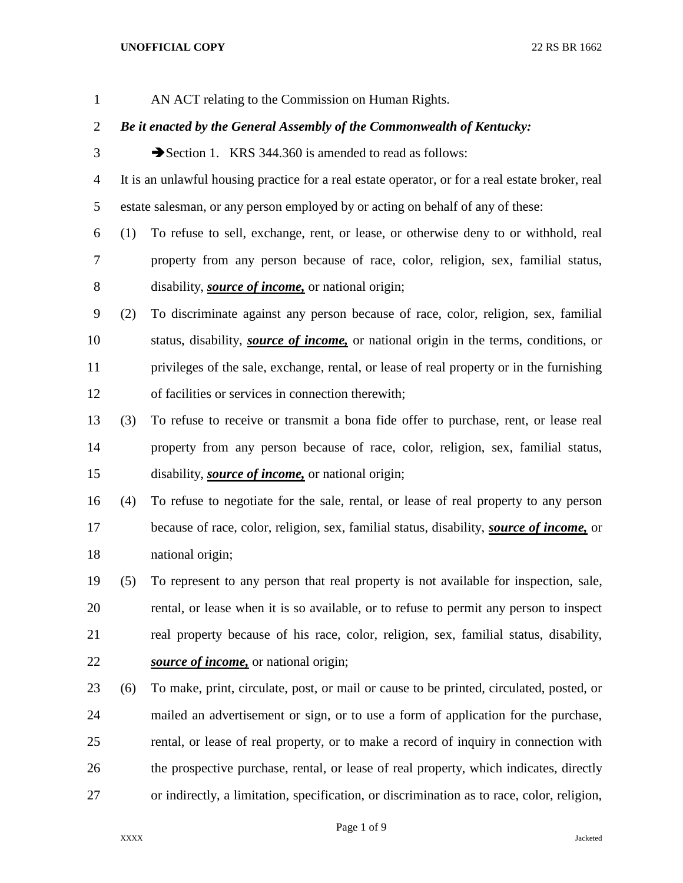AN ACT relating to the Commission on Human Rights.

***Be it enacted by the General Assembly of the Commonwealth of Kentucky:***

➔Section 1. KRS 344.360 is amended to read as follows:

It is an unlawful housing practice for a real estate operator, or for a real estate broker, real estate salesman, or any person employed by or acting on behalf of any of these:

(1) To refuse to sell, exchange, rent, or lease, or otherwise deny to or withhold, real property from any person because of race, color, religion, sex, familial status, disability, ***source of income,*** or national origin;

(2) To discriminate against any person because of race, color, religion, sex, familial status, disability, ***source of income,*** or national origin in the terms, conditions, or privileges of the sale, exchange, rental, or lease of real property or in the furnishing of facilities or services in connection therewith;

(3) To refuse to receive or transmit a bona fide offer to purchase, rent, or lease real property from any person because of race, color, religion, sex, familial status, disability, ***source of income,*** or national origin;

(4) To refuse to negotiate for the sale, rental, or lease of real property to any person because of race, color, religion, sex, familial status, disability, ***source of income,*** or national origin;

(5) To represent to any person that real property is not available for inspection, sale, rental, or lease when it is so available, or to refuse to permit any person to inspect real property because of his race, color, religion, sex, familial status, disability, ***source of income,*** or national origin;

(6) To make, print, circulate, post, or mail or cause to be printed, circulated, posted, or mailed an advertisement or sign, or to use a form of application for the purchase, rental, or lease of real property, or to make a record of inquiry in connection with the prospective purchase, rental, or lease of real property, which indicates, directly or indirectly, a limitation, specification, or discrimination as to race, color, religion,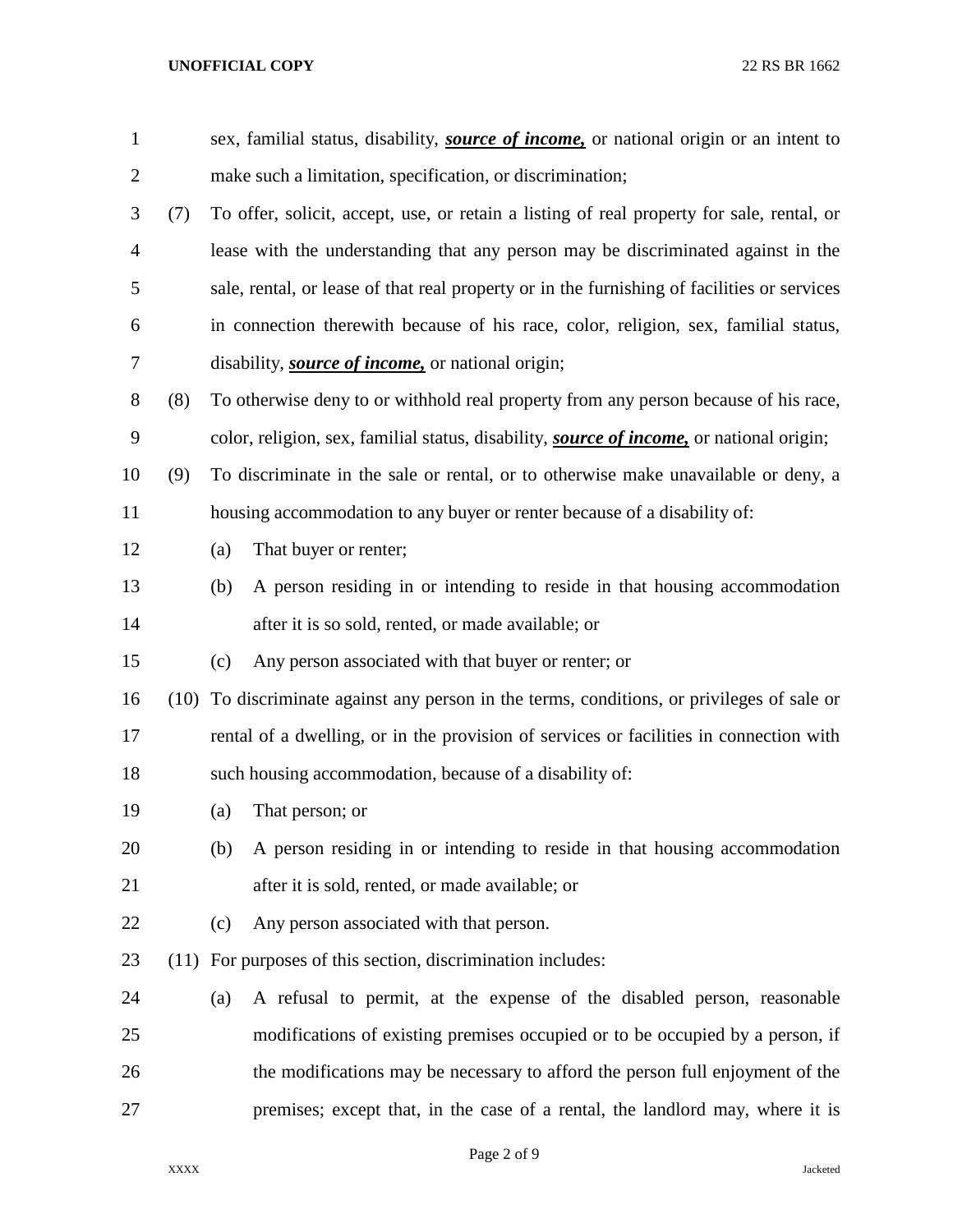sex, familial status, disability, ***source of income,*** or national origin or an intent to make such a limitation, specification, or discrimination;

(7) To offer, solicit, accept, use, or retain a listing of real property for sale, rental, or lease with the understanding that any person may be discriminated against in the sale, rental, or lease of that real property or in the furnishing of facilities or services in connection therewith because of his race, color, religion, sex, familial status, disability, ***source of income,*** or national origin;

(8) To otherwise deny to or withhold real property from any person because of his race, color, religion, sex, familial status, disability, ***source of income,*** or national origin;

(9) To discriminate in the sale or rental, or to otherwise make unavailable or deny, a housing accommodation to any buyer or renter because of a disability of:

(a) That buyer or renter;

(b) A person residing in or intending to reside in that housing accommodation after it is so sold, rented, or made available; or

(c) Any person associated with that buyer or renter; or

(10) To discriminate against any person in the terms, conditions, or privileges of sale or rental of a dwelling, or in the provision of services or facilities in connection with such housing accommodation, because of a disability of:

(a) That person; or

(b) A person residing in or intending to reside in that housing accommodation after it is sold, rented, or made available; or

(c) Any person associated with that person.

(11) For purposes of this section, discrimination includes:

(a) A refusal to permit, at the expense of the disabled person, reasonable modifications of existing premises occupied or to be occupied by a person, if the modifications may be necessary to afford the person full enjoyment of the premises; except that, in the case of a rental, the landlord may, where it is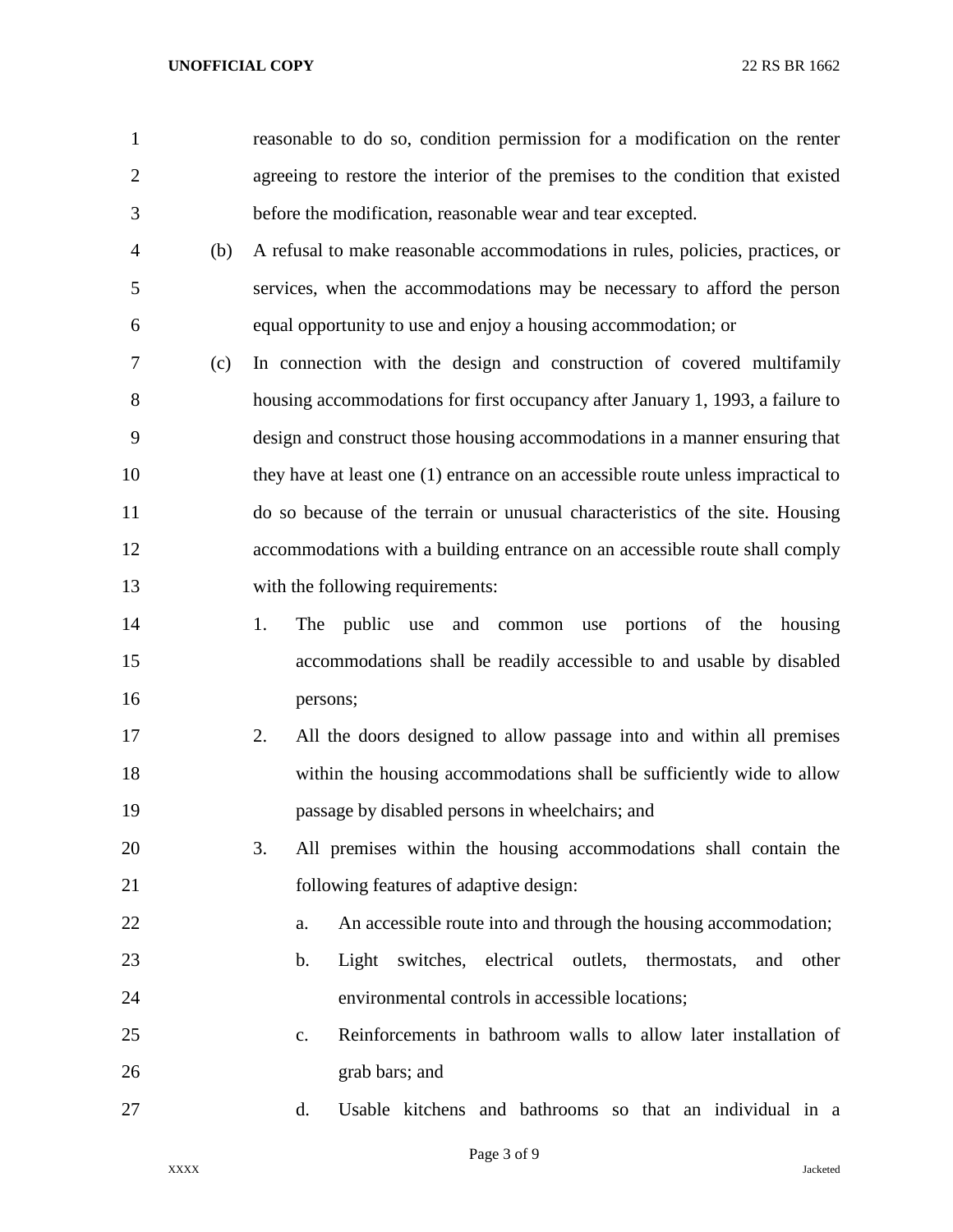reasonable to do so, condition permission for a modification on the renter agreeing to restore the interior of the premises to the condition that existed before the modification, reasonable wear and tear excepted.

(b) A refusal to make reasonable accommodations in rules, policies, practices, or services, when the accommodations may be necessary to afford the person equal opportunity to use and enjoy a housing accommodation; or

(c) In connection with the design and construction of covered multifamily housing accommodations for first occupancy after January 1, 1993, a failure to design and construct those housing accommodations in a manner ensuring that they have at least one (1) entrance on an accessible route unless impractical to do so because of the terrain or unusual characteristics of the site. Housing accommodations with a building entrance on an accessible route shall comply with the following requirements:

1. The public use and common use portions of the housing accommodations shall be readily accessible to and usable by disabled persons;

2. All the doors designed to allow passage into and within all premises within the housing accommodations shall be sufficiently wide to allow passage by disabled persons in wheelchairs; and

3. All premises within the housing accommodations shall contain the following features of adaptive design:

   a. An accessible route into and through the housing accommodation;

   b. Light switches, electrical outlets, thermostats, and other environmental controls in accessible locations;

   c. Reinforcements in bathroom walls to allow later installation of grab bars; and

   d. Usable kitchens and bathrooms so that an individual in a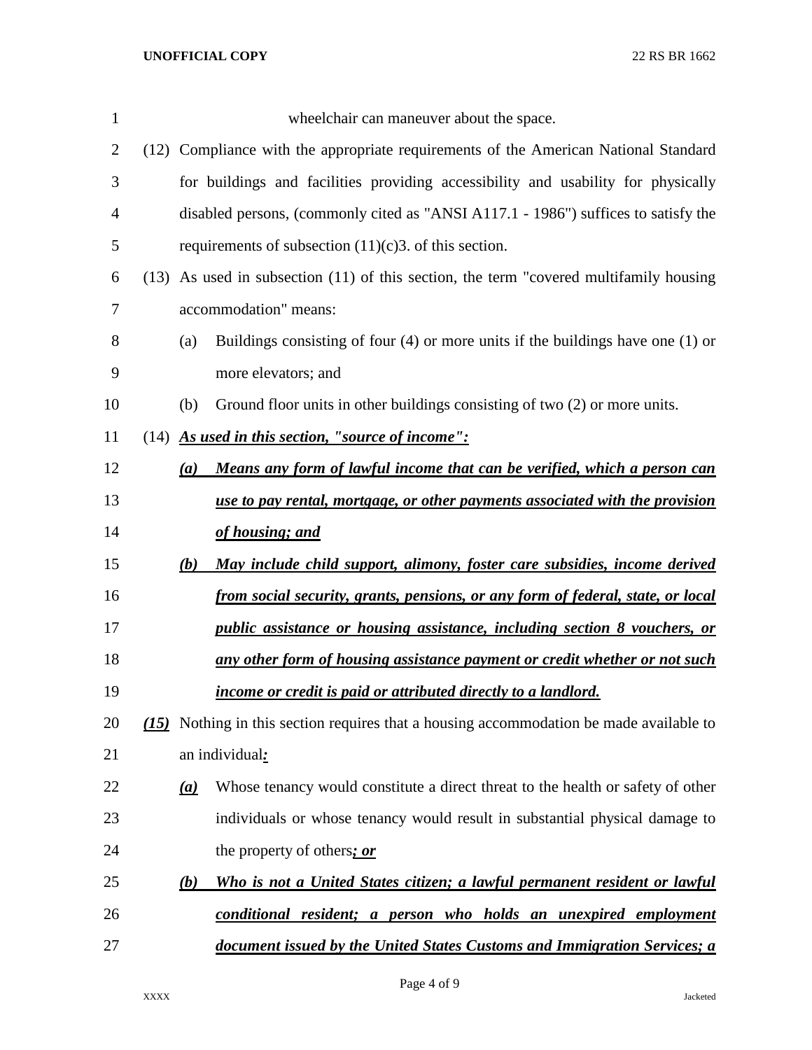wheelchair can maneuver about the space.

(12) Compliance with the appropriate requirements of the American National Standard for buildings and facilities providing accessibility and usability for physically disabled persons, (commonly cited as "ANSI A117.1 - 1986") suffices to satisfy the requirements of subsection (11)(c)3. of this section.

(13) As used in subsection (11) of this section, the term "covered multifamily housing accommodation" means:

(a) Buildings consisting of four (4) or more units if the buildings have one (1) or more elevators; and

(b) Ground floor units in other buildings consisting of two (2) or more units.

(14) ***As used in this section, "source of income":***

***(a) Means any form of lawful income that can be verified, which a person can use to pay rental, mortgage, or other payments associated with the provision of housing; and***

***(b) May include child support, alimony, foster care subsidies, income derived from social security, grants, pensions, or any form of federal, state, or local public assistance or housing assistance, including section 8 vouchers, or any other form of housing assistance payment or credit whether or not such income or credit is paid or attributed directly to a landlord.***

***(15)*** Nothing in this section requires that a housing accommodation be made available to an individual***:***

***(a)*** Whose tenancy would constitute a direct threat to the health or safety of other individuals or whose tenancy would result in substantial physical damage to the property of others***; or***

***(b) Who is not a United States citizen; a lawful permanent resident or lawful conditional resident; a person who holds an unexpired employment document issued by the United States Customs and Immigration Services; a***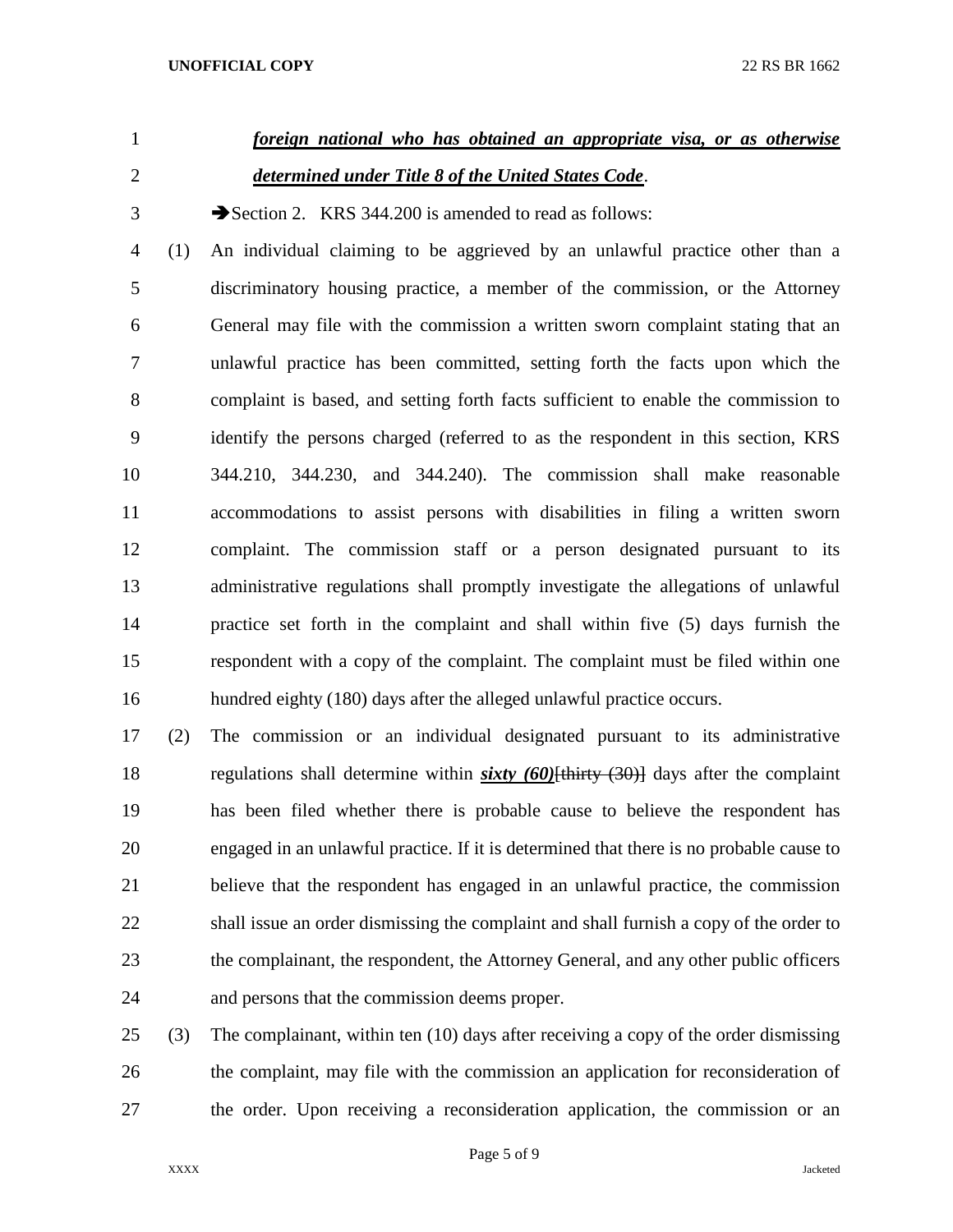***foreign national who has obtained an appropriate visa, or as otherwise determined under Title 8 of the United States Code***.

➔Section 2. KRS 344.200 is amended to read as follows:

(1) An individual claiming to be aggrieved by an unlawful practice other than a discriminatory housing practice, a member of the commission, or the Attorney General may file with the commission a written sworn complaint stating that an unlawful practice has been committed, setting forth the facts upon which the complaint is based, and setting forth facts sufficient to enable the commission to identify the persons charged (referred to as the respondent in this section, KRS 344.210, 344.230, and 344.240). The commission shall make reasonable accommodations to assist persons with disabilities in filing a written sworn complaint. The commission staff or a person designated pursuant to its administrative regulations shall promptly investigate the allegations of unlawful practice set forth in the complaint and shall within five (5) days furnish the respondent with a copy of the complaint. The complaint must be filed within one hundred eighty (180) days after the alleged unlawful practice occurs.

(2) The commission or an individual designated pursuant to its administrative regulations shall determine within ***sixty (60)***~~[thirty (30)]~~ days after the complaint has been filed whether there is probable cause to believe the respondent has engaged in an unlawful practice. If it is determined that there is no probable cause to believe that the respondent has engaged in an unlawful practice, the commission shall issue an order dismissing the complaint and shall furnish a copy of the order to the complainant, the respondent, the Attorney General, and any other public officers and persons that the commission deems proper.

(3) The complainant, within ten (10) days after receiving a copy of the order dismissing the complaint, may file with the commission an application for reconsideration of the order. Upon receiving a reconsideration application, the commission or an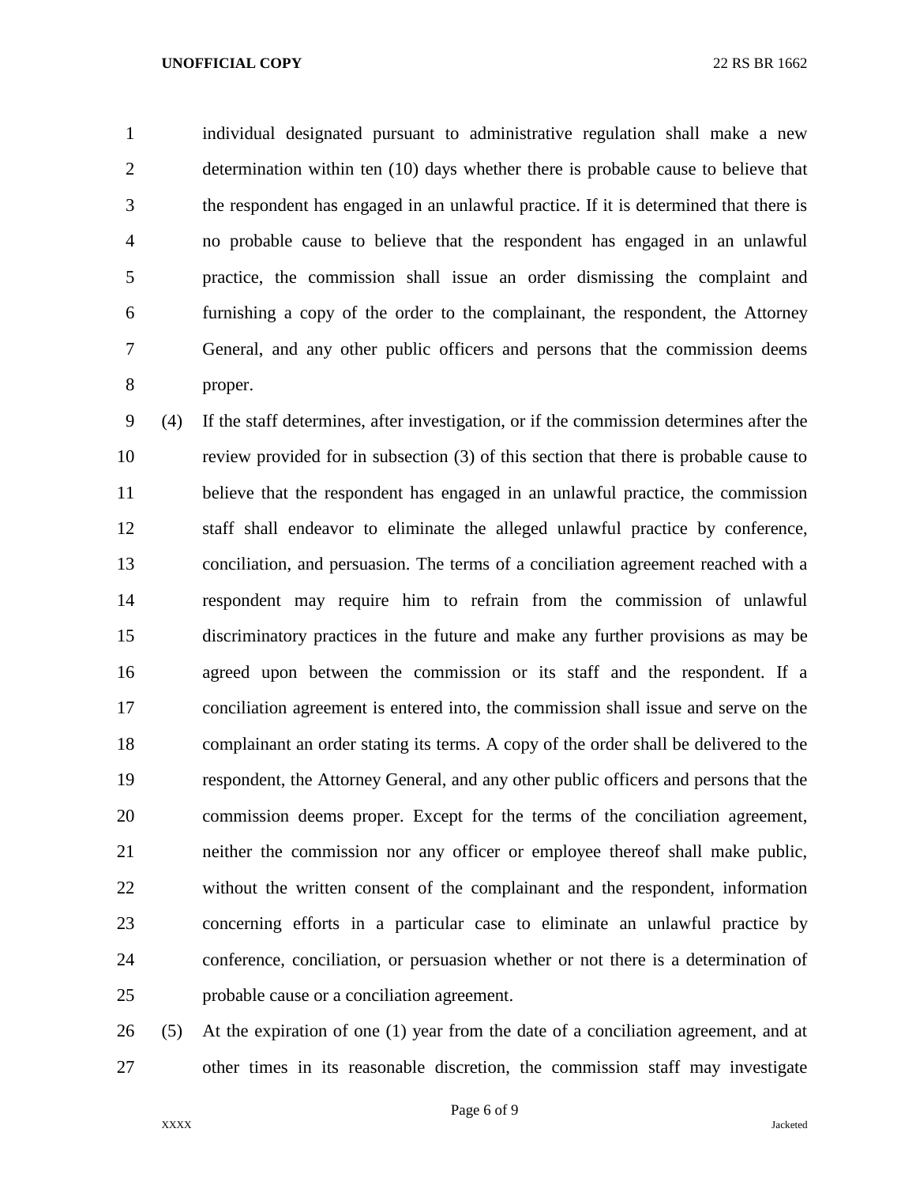individual designated pursuant to administrative regulation shall make a new determination within ten (10) days whether there is probable cause to believe that the respondent has engaged in an unlawful practice. If it is determined that there is no probable cause to believe that the respondent has engaged in an unlawful practice, the commission shall issue an order dismissing the complaint and furnishing a copy of the order to the complainant, the respondent, the Attorney General, and any other public officers and persons that the commission deems proper.

(4) If the staff determines, after investigation, or if the commission determines after the review provided for in subsection (3) of this section that there is probable cause to believe that the respondent has engaged in an unlawful practice, the commission staff shall endeavor to eliminate the alleged unlawful practice by conference, conciliation, and persuasion. The terms of a conciliation agreement reached with a respondent may require him to refrain from the commission of unlawful discriminatory practices in the future and make any further provisions as may be agreed upon between the commission or its staff and the respondent. If a conciliation agreement is entered into, the commission shall issue and serve on the complainant an order stating its terms. A copy of the order shall be delivered to the respondent, the Attorney General, and any other public officers and persons that the commission deems proper. Except for the terms of the conciliation agreement, neither the commission nor any officer or employee thereof shall make public, without the written consent of the complainant and the respondent, information concerning efforts in a particular case to eliminate an unlawful practice by conference, conciliation, or persuasion whether or not there is a determination of probable cause or a conciliation agreement.

(5) At the expiration of one (1) year from the date of a conciliation agreement, and at other times in its reasonable discretion, the commission staff may investigate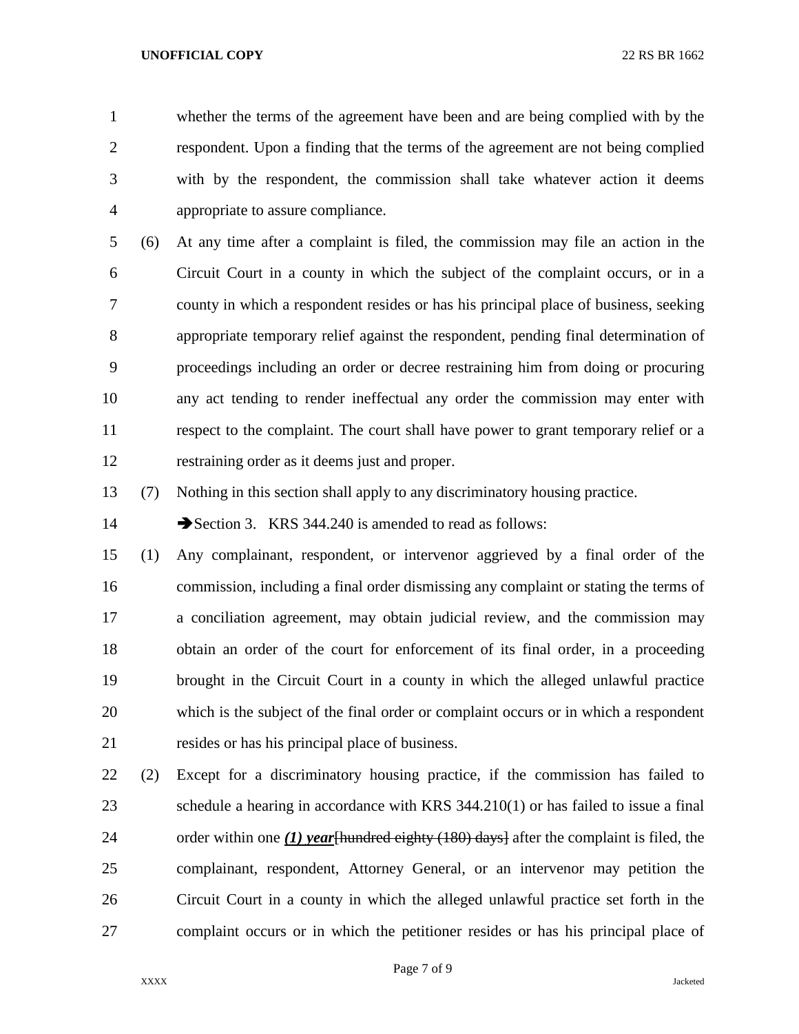whether the terms of the agreement have been and are being complied with by the respondent. Upon a finding that the terms of the agreement are not being complied with by the respondent, the commission shall take whatever action it deems appropriate to assure compliance.

(6) At any time after a complaint is filed, the commission may file an action in the Circuit Court in a county in which the subject of the complaint occurs, or in a county in which a respondent resides or has his principal place of business, seeking appropriate temporary relief against the respondent, pending final determination of proceedings including an order or decree restraining him from doing or procuring any act tending to render ineffectual any order the commission may enter with respect to the complaint. The court shall have power to grant temporary relief or a restraining order as it deems just and proper.

(7) Nothing in this section shall apply to any discriminatory housing practice.

➔Section 3. KRS 344.240 is amended to read as follows:

(1) Any complainant, respondent, or intervenor aggrieved by a final order of the commission, including a final order dismissing any complaint or stating the terms of a conciliation agreement, may obtain judicial review, and the commission may obtain an order of the court for enforcement of its final order, in a proceeding brought in the Circuit Court in a county in which the alleged unlawful practice which is the subject of the final order or complaint occurs or in which a respondent resides or has his principal place of business.

(2) Except for a discriminatory housing practice, if the commission has failed to schedule a hearing in accordance with KRS 344.210(1) or has failed to issue a final order within one ***(1) year***~~[hundred eighty (180) days]~~ after the complaint is filed, the complainant, respondent, Attorney General, or an intervenor may petition the Circuit Court in a county in which the alleged unlawful practice set forth in the complaint occurs or in which the petitioner resides or has his principal place of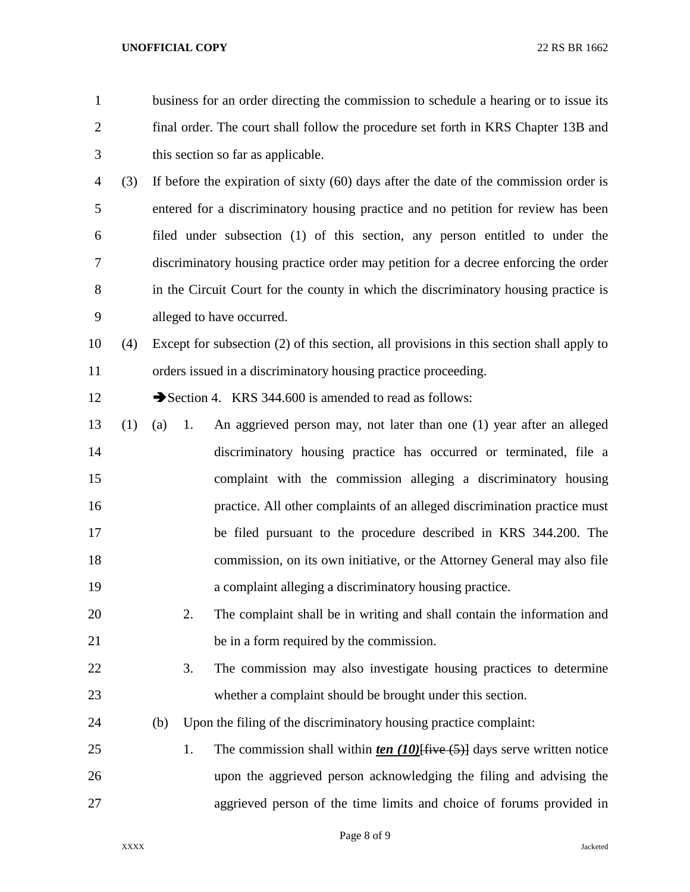business for an order directing the commission to schedule a hearing or to issue its final order. The court shall follow the procedure set forth in KRS Chapter 13B and this section so far as applicable.

(3) If before the expiration of sixty (60) days after the date of the commission order is entered for a discriminatory housing practice and no petition for review has been filed under subsection (1) of this section, any person entitled to under the discriminatory housing practice order may petition for a decree enforcing the order in the Circuit Court for the county in which the discriminatory housing practice is alleged to have occurred.

(4) Except for subsection (2) of this section, all provisions in this section shall apply to orders issued in a discriminatory housing practice proceeding.

➔Section 4. KRS 344.600 is amended to read as follows:

(1) (a) 1. An aggrieved person may, not later than one (1) year after an alleged discriminatory housing practice has occurred or terminated, file a complaint with the commission alleging a discriminatory housing practice. All other complaints of an alleged discrimination practice must be filed pursuant to the procedure described in KRS 344.200. The commission, on its own initiative, or the Attorney General may also file a complaint alleging a discriminatory housing practice.

2. The complaint shall be in writing and shall contain the information and be in a form required by the commission.

3. The commission may also investigate housing practices to determine whether a complaint should be brought under this section.

(b) Upon the filing of the discriminatory housing practice complaint:

1. The commission shall within ***ten (10)***[~~five (5)~~] days serve written notice upon the aggrieved person acknowledging the filing and advising the aggrieved person of the time limits and choice of forums provided in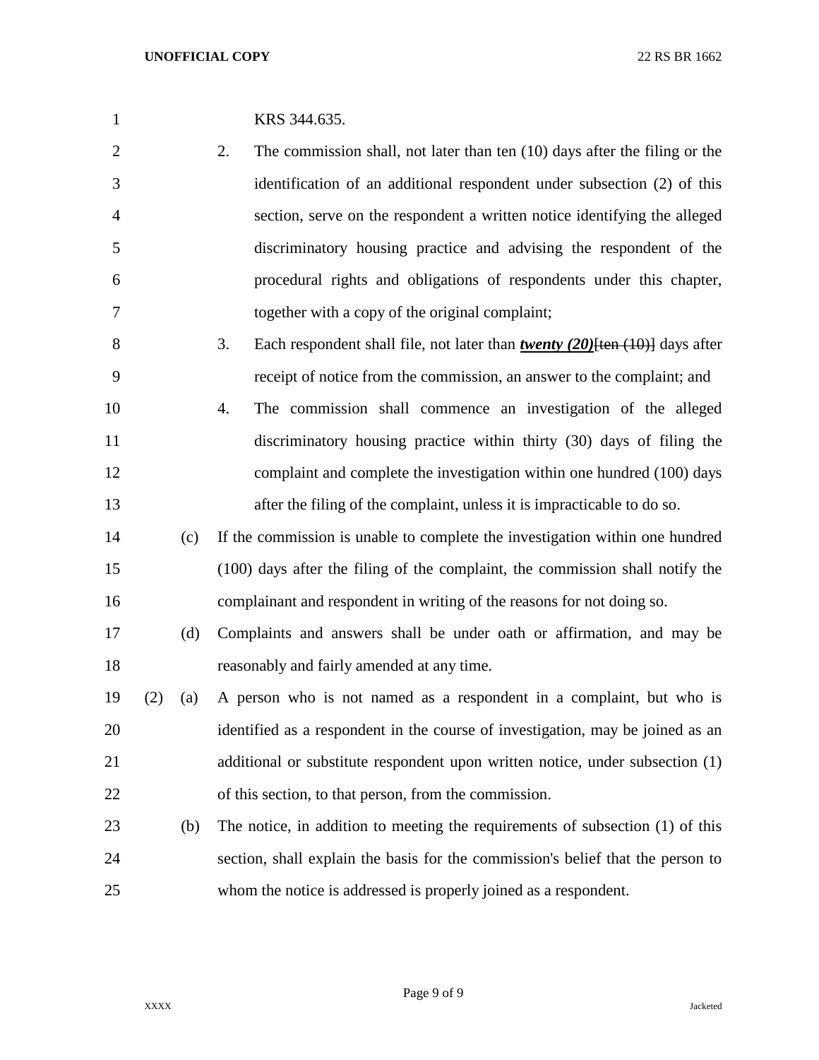KRS 344.635.

2. The commission shall, not later than ten (10) days after the filing or the identification of an additional respondent under subsection (2) of this section, serve on the respondent a written notice identifying the alleged discriminatory housing practice and advising the respondent of the procedural rights and obligations of respondents under this chapter, together with a copy of the original complaint;

3. Each respondent shall file, not later than ***twenty (20)***~~[ten (10)]~~ days after receipt of notice from the commission, an answer to the complaint; and

4. The commission shall commence an investigation of the alleged discriminatory housing practice within thirty (30) days of filing the complaint and complete the investigation within one hundred (100) days after the filing of the complaint, unless it is impracticable to do so.

(c) If the commission is unable to complete the investigation within one hundred (100) days after the filing of the complaint, the commission shall notify the complainant and respondent in writing of the reasons for not doing so.

(d) Complaints and answers shall be under oath or affirmation, and may be reasonably and fairly amended at any time.

(2) (a) A person who is not named as a respondent in a complaint, but who is identified as a respondent in the course of investigation, may be joined as an additional or substitute respondent upon written notice, under subsection (1) of this section, to that person, from the commission.

(b) The notice, in addition to meeting the requirements of subsection (1) of this section, shall explain the basis for the commission's belief that the person to whom the notice is addressed is properly joined as a respondent.